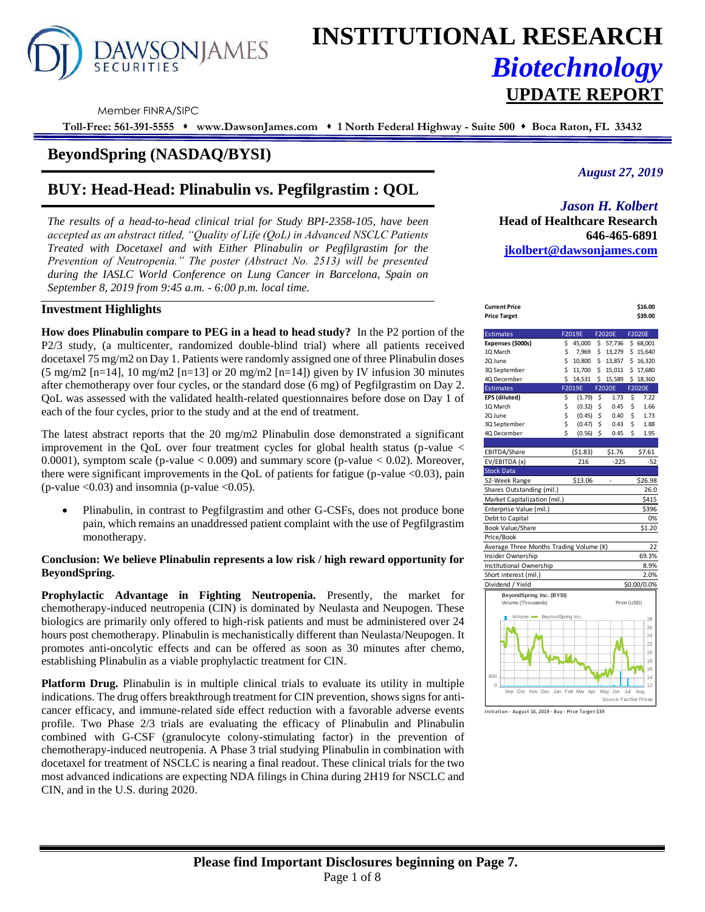# INSTITUTIONAL RESEARCH
## *Biotechnology*
## UPDATE REPORT

Member FINRA/SIPC

**Toll-Free: 561-391-5555 ⬧ www.DawsonJames.com ⬧ 1 North Federal Highway - Suite 500 ⬧ Boca Raton, FL 33432**

## BeyondSpring (NASDAQ/BYSI)

*August 27, 2019*

## BUY: Head-Head: Plinabulin vs. Pegfilgrastim : QOL

*The results of a head-to-head clinical trial for Study BPI-2358-105, have been accepted as an abstract titled, "Quality of Life (QoL) in Advanced NSCLC Patients Treated with Docetaxel and with Either Plinabulin or Pegfilgrastim for the Prevention of Neutropenia." The poster (Abstract No. 2513) will be presented during the IASLC World Conference on Lung Cancer in Barcelona, Spain on September 8, 2019 from 9:45 a.m. - 6:00 p.m. local time.*

***Jason H. Kolbert***
**Head of Healthcare Research**
**646-465-6891**
**jkolbert@dawsonjames.com**

### Investment Highlights

**How does Plinabulin compare to PEG in a head to head study?** In the P2 portion of the P2/3 study, (a multicenter, randomized double-blind trial) where all patients received docetaxel 75 mg/m2 on Day 1. Patients were randomly assigned one of three Plinabulin doses (5 mg/m2 [n=14], 10 mg/m2 [n=13] or 20 mg/m2 [n=14]) given by IV infusion 30 minutes after chemotherapy over four cycles, or the standard dose (6 mg) of Pegfilgrastim on Day 2. QoL was assessed with the validated health-related questionnaires before dose on Day 1 of each of the four cycles, prior to the study and at the end of treatment.

The latest abstract reports that the 20 mg/m2 Plinabulin dose demonstrated a significant improvement in the QoL over four treatment cycles for global health status (p-value < 0.0001), symptom scale (p-value < 0.009) and summary score (p-value < 0.02). Moreover, there were significant improvements in the QoL of patients for fatigue (p-value <0.03), pain (p-value <0.03) and insomnia (p-value <0.05).

- Plinabulin, in contrast to Pegfilgrastim and other G-CSFs, does not produce bone pain, which remains an unaddressed patient complaint with the use of Pegfilgrastim monotherapy.

**Conclusion: We believe Plinabulin represents a low risk / high reward opportunity for BeyondSpring.**

**Prophylactic Advantage in Fighting Neutropenia.** Presently, the market for chemotherapy-induced neutropenia (CIN) is dominated by Neulasta and Neupogen. These biologics are primarily only offered to high-risk patients and must be administered over 24 hours post chemotherapy. Plinabulin is mechanistically different than Neulasta/Neupogen. It promotes anti-oncolytic effects and can be offered as soon as 30 minutes after chemo, establishing Plinabulin as a viable prophylactic treatment for CIN.

**Platform Drug.** Plinabulin is in multiple clinical trials to evaluate its utility in multiple indications. The drug offers breakthrough treatment for CIN prevention, shows signs for anti-cancer efficacy, and immune-related side effect reduction with a favorable adverse events profile. Two Phase 2/3 trials are evaluating the efficacy of Plinabulin and Plinabulin combined with G-CSF (granulocyte colony-stimulating factor) in the prevention of chemotherapy-induced neutropenia. A Phase 3 trial studying Plinabulin in combination with docetaxel for treatment of NSCLC is nearing a final readout. These clinical trials for the two most advanced indications are expecting NDA filings in China during 2H19 for NSCLC and CIN, and in the U.S. during 2020.

| **Current Price** | | | **$16.00** |
|---|---|---|---|
| **Price Target** | | | **$39.00** |
| **Estimates** | **F2019E** | **F2020E** | **F2020E** |
| **Expenses ($000s)** | $ 45,000 | $ 57,736 | $ 68,001 |
| 1Q March | $ 7,969 | $ 13,279 | $ 15,640 |
| 2Q June | $ 10,800 | $ 13,857 | $ 16,320 |
| 3Q September | $ 11,700 | $ 15,011 | $ 17,680 |
| 4Q December | $ 14,531 | $ 15,589 | $ 18,360 |
| **Estimates** | **F2019E** | **F2020E** | **F2020E** |
| **EPS (diluted)** | $ (1.79) | $ 1.73 | $ 7.22 |
| 1Q March | $ (0.32) | $ 0.45 | $ 1.66 |
| 2Q June | $ (0.45) | $ 0.40 | $ 1.73 |
| 3Q September | $ (0.47) | $ 0.43 | $ 1.88 |
| 4Q December | $ (0.56) | $ 0.45 | $ 1.95 |
| EBITDA/Share | ($1.83) | $1.76 | $7.61 |
| EV/EBITDA (x) | 216 | -225 | -52 |
| **Stock Data** | | | |
| 52-Week Range | $13.06 | - | $26.98 |
| Shares Outstanding (mil.) | | | 26.0 |
| Market Capitalization (mil.) | | | $415 |
| Enterprise Value (mil.) | | | $396 |
| Debt to Capital | | | 0% |
| Book Value/Share | | | $1.20 |
| Price/Book | | | |
| Average Three Months Trading Volume (K) | | | 22 |
| Insider Ownership | | | 69.3% |
| Institutional Ownership | | | 8.9% |
| Short interest (mil.) | | | 2.0% |
| Dividend / Yield | | | $0.00/0.0% |

BeyondSpring Inc. (BYSI)
Volume (Thousands) — Price (USD)
Source: FactSet Prices

Initiation - August 16, 2019 - Buy - Price Target $39

**Please find Important Disclosures beginning on Page 7.**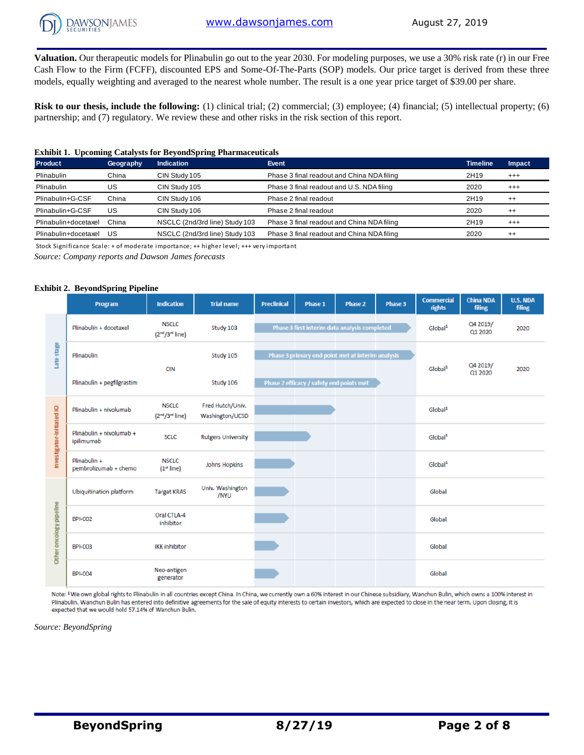**Valuation.** Our therapeutic models for Plinabulin go out to the year 2030. For modeling purposes, we use a 30% risk rate (r) in our Free Cash Flow to the Firm (FCFF), discounted EPS and Some-Of-The-Parts (SOP) models. Our price target is derived from these three models, equally weighting and averaged to the nearest whole number. The result is a one year price target of $39.00 per share.

**Risk to our thesis, include the following:** (1) clinical trial; (2) commercial; (3) employee; (4) financial; (5) intellectual property; (6) partnership; and (7) regulatory. We review these and other risks in the risk section of this report.

**Exhibit 1. Upcoming Catalysts for BeyondSpring Pharmaceuticals**

| Product | Geography | Indication | Event | Timeline | Impact |
|---|---|---|---|---|---|
| Plinabulin | China | CIN Study 105 | Phase 3 final readout and China NDA filing | 2H19 | +++ |
| Plinabulin | US | CIN Study 105 | Phase 3 final readout and U.S. NDA filing | 2020 | +++ |
| Plinabulin+G-CSF | China | CIN Study 106 | Phase 2 final readout | 2H19 | ++ |
| Plinabulin+G-CSF | US | CIN Study 106 | Phase 2 final readout | 2020 | ++ |
| Plinabulin+docetaxel | China | NSCLC (2nd/3rd line) Study 103 | Phase 3 final readout and China NDA filing | 2H19 | +++ |
| Plinabulin+docetaxel | US | NSCLC (2nd/3rd line) Study 103 | Phase 3 final readout and China NDA filing | 2020 | ++ |

Stock Significance Scale: + of moderate importance; ++ higher level; +++ very important

*Source: Company reports and Dawson James forecasts*

**Exhibit 2. BeyondSpring Pipeline**

| | Program | Indication | Trial name | Development status | Commercial rights | China NDA filing | U.S. NDA filing |
|---|---|---|---|---|---|---|---|
| Late stage | Plinabulin + docetaxel | NSCLC (2nd/3rd line) | Study 103 | Phase 3 first interim data analysis completed | Global[1] | Q4 2019/ Q1 2020 | 2020 |
| Late stage | Plinabulin | CIN | Study 105 | Phase 3 primary end point met at interim analysis | Global[1] | Q4 2019/ Q1 2020 | 2020 |
| Late stage | Plinabulin + pegfilgrastim | CIN | Study 106 | Phase 2 efficacy / safety end points met | | | |
| Investigator-initiated IO | Plinabulin + nivolumab | NSCLC (2nd/3rd line) | Fred Hutch/Univ. Washington/UCSD | Phase 1 | Global[1] | | |
| Investigator-initiated IO | Plinabulin + nivolumab + ipilimumab | SCLC | Rutgers University | Phase 1 | Global[1] | | |
| Investigator-initiated IO | Plinabulin + pembrolizumab + chemo | NSCLC (1st line) | Johns Hopkins | Phase 1 | Global[1] | | |
| Other oncology pipeline | Ubiquitination platform | Target KRAS | Univ. Washington /NYU | Preclinical | Global | | |
| Other oncology pipeline | BPI-002 | Oral CTLA-4 inhibitor | | Preclinical | Global | | |
| Other oncology pipeline | BPI-003 | IKK inhibitor | | Preclinical | Global | | |
| Other oncology pipeline | BPI-004 | Neo-antigen generator | | Preclinical | Global | | |

Note: [1] We own global rights to Plinabulin in all countries except China. In China, we currently own a 60% interest in our Chinese subsidiary, Wanchun Bulin, which owns a 100% interest in Plinabulin. Wanchun Bulin has entered into definitive agreements for the sale of equity interests to certain investors, which are expected to close in the near term. Upon closing, it is expected that we would hold 57.14% of Wanchun Bulin.

*Source: BeyondSpring*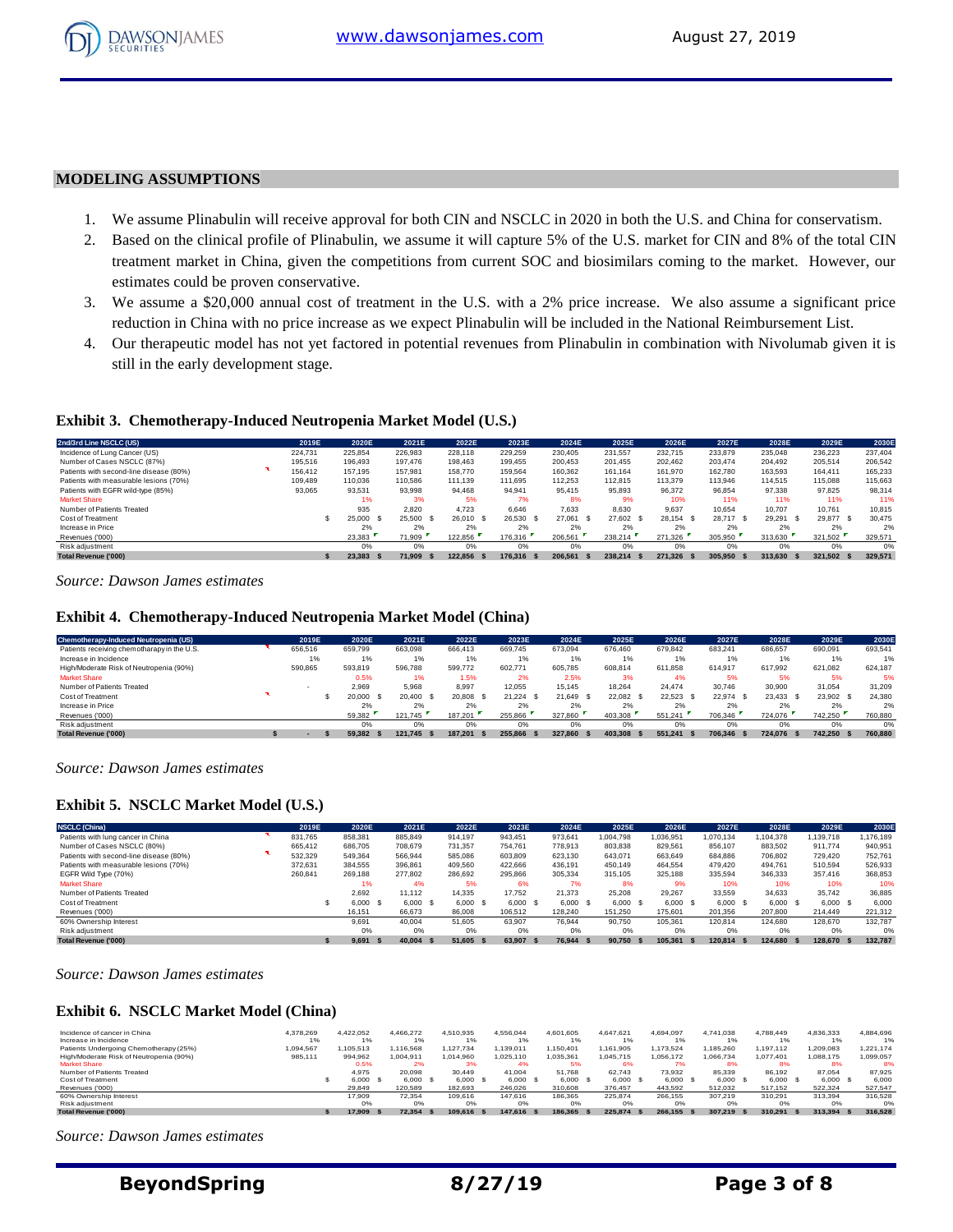## MODELING ASSUMPTIONS

1. We assume Plinabulin will receive approval for both CIN and NSCLC in 2020 in both the U.S. and China for conservatism.
2. Based on the clinical profile of Plinabulin, we assume it will capture 5% of the U.S. market for CIN and 8% of the total CIN treatment market in China, given the competitions from current SOC and biosimilars coming to the market. However, our estimates could be proven conservative.
3. We assume a $20,000 annual cost of treatment in the U.S. with a 2% price increase. We also assume a significant price reduction in China with no price increase as we expect Plinabulin will be included in the National Reimbursement List.
4. Our therapeutic model has not yet factored in potential revenues from Plinabulin in combination with Nivolumab given it is still in the early development stage.

### Exhibit 3. Chemotherapy-Induced Neutropenia Market Model (U.S.)

| 2nd/3rd Line NSCLC (US) | 2019E | 2020E | 2021E | 2022E | 2023E | 2024E | 2025E | 2026E | 2027E | 2028E | 2029E | 2030E |
|---|---|---|---|---|---|---|---|---|---|---|---|---|
| Incidence of Lung Cancer (US) | 224,731 | 225,854 | 226,983 | 228,118 | 229,259 | 230,405 | 231,557 | 232,715 | 233,879 | 235,048 | 236,223 | 237,404 |
| Number of Cases NSCLC (87%) | 195,516 | 196,493 | 197,476 | 198,463 | 199,455 | 200,453 | 201,455 | 202,462 | 203,474 | 204,492 | 205,514 | 206,542 |
| Patients with second-line disease (80%) | 156,412 | 157,195 | 157,981 | 158,770 | 159,564 | 160,362 | 161,164 | 161,970 | 162,780 | 163,593 | 164,411 | 165,233 |
| Patients with measurable lesions (70%) | 109,489 | 110,036 | 110,586 | 111,139 | 111,695 | 112,253 | 112,815 | 113,379 | 113,946 | 114,515 | 115,088 | 115,663 |
| Patients with EGFR wild-type (85%) | 93,065 | 93,531 | 93,998 | 94,468 | 94,941 | 95,415 | 95,893 | 96,372 | 96,854 | 97,338 | 97,825 | 98,314 |
| Market Share | | 1% | 3% | 5% | 7% | 8% | 9% | 10% | 11% | 11% | 11% | 11% |
| Number of Patients Treated | | 935 | 2,820 | 4,723 | 6,646 | 7,633 | 8,630 | 9,637 | 10,654 | 10,707 | 10,761 | 10,815 |
| Cost of Treatment | | $ 25,000 | $ 25,500 | $ 26,010 | $ 26,530 | $ 27,061 | $ 27,602 | $ 28,154 | $ 28,717 | $ 29,291 | $ 29,877 | $ 30,475 |
| Increase in Price | | 2% | 2% | 2% | 2% | 2% | 2% | 2% | 2% | 2% | 2% | 2% |
| Revenues ('000) | | 23,383 | 71,909 | 122,856 | 176,316 | 206,561 | 238,214 | 271,326 | 305,950 | 313,630 | 321,502 | 329,571 |
| Risk adjustment | | 0% | 0% | 0% | 0% | 0% | 0% | 0% | 0% | 0% | 0% | 0% |
| **Total Revenue ('000)** | | **$ 23,383** | **$ 71,909** | **$ 122,856** | **$ 176,316** | **$ 206,561** | **$ 238,214** | **$ 271,326** | **$ 305,950** | **$ 313,630** | **$ 321,502** | **$ 329,571** |

*Source: Dawson James estimates*

### Exhibit 4. Chemotherapy-Induced Neutropenia Market Model (China)

| Chemotherapy-Induced Neutropenia (US) | 2019E | 2020E | 2021E | 2022E | 2023E | 2024E | 2025E | 2026E | 2027E | 2028E | 2029E | 2030E |
|---|---|---|---|---|---|---|---|---|---|---|---|---|
| Patients receiving chemotharapy in the U.S. | 656,516 | 659,799 | 663,098 | 666,413 | 669,745 | 673,094 | 676,460 | 679,842 | 683,241 | 686,657 | 690,091 | 693,541 |
| Increase in Incidence | 1% | 1% | 1% | 1% | 1% | 1% | 1% | 1% | 1% | 1% | 1% | 1% |
| High/Moderate Risk of Neutropenia (90%) | 590,865 | 593,819 | 596,788 | 599,772 | 602,771 | 605,785 | 608,814 | 611,858 | 614,917 | 617,992 | 621,082 | 624,187 |
| Market Share | | 0.5% | 1% | 1.5% | 2% | 2.5% | 3% | 4% | 5% | 5% | 5% | 5% |
| Number of Patients Treated | - | 2,969 | 5,968 | 8,997 | 12,055 | 15,145 | 18,264 | 24,474 | 30,746 | 30,900 | 31,054 | 31,209 |
| Cost of Treatment | | $ 20,000 | $ 20,400 | $ 20,808 | $ 21,224 | $ 21,649 | $ 22,082 | $ 22,523 | $ 22,974 | $ 23,433 | $ 23,902 | $ 24,380 |
| Increase in Price | | 2% | 2% | 2% | 2% | 2% | 2% | 2% | 2% | 2% | 2% | 2% |
| Revenues ('000) | | 59,382 | 121,745 | 187,201 | 255,866 | 327,860 | 403,308 | 551,241 | 706,346 | 724,076 | 742,250 | 760,880 |
| Risk adjustment | | 0% | 0% | 0% | 0% | 0% | 0% | 0% | 0% | 0% | 0% | 0% |
| **Total Revenue ('000)** | **$ -** | **$ 59,382** | **$ 121,745** | **$ 187,201** | **$ 255,866** | **$ 327,860** | **$ 403,308** | **$ 551,241** | **$ 706,346** | **$ 724,076** | **$ 742,250** | **$ 760,880** |

*Source: Dawson James estimates*

### Exhibit 5. NSCLC Market Model (U.S.)

| NSCLC (China) | 2019E | 2020E | 2021E | 2022E | 2023E | 2024E | 2025E | 2026E | 2027E | 2028E | 2029E | 2030E |
|---|---|---|---|---|---|---|---|---|---|---|---|---|
| Patients with lung cancer in China | 831,765 | 858,381 | 885,849 | 914,197 | 943,451 | 973,641 | 1,004,798 | 1,036,951 | 1,070,134 | 1,104,378 | 1,139,718 | 1,176,189 |
| Number of Cases NSCLC (80%) | 665,412 | 686,705 | 708,679 | 731,357 | 754,761 | 778,913 | 803,838 | 829,561 | 856,107 | 883,502 | 911,774 | 940,951 |
| Patients with second-line disease (80%) | 532,329 | 549,364 | 566,944 | 585,086 | 603,809 | 623,130 | 643,071 | 663,649 | 684,886 | 706,802 | 729,420 | 752,761 |
| Patients with measurable lesions (70%) | 372,631 | 384,555 | 396,861 | 409,560 | 422,666 | 436,191 | 450,149 | 464,554 | 479,420 | 494,761 | 510,594 | 526,933 |
| EGFR Wild Type (70%) | 260,841 | 269,188 | 277,802 | 286,692 | 295,866 | 305,334 | 315,105 | 325,188 | 335,594 | 346,333 | 357,416 | 368,853 |
| Market Share | | 1% | 4% | 5% | 6% | 7% | 8% | 9% | 10% | 10% | 10% | 10% |
| Number of Patients Treated | | 2,692 | 11,112 | 14,335 | 17,752 | 21,373 | 25,208 | 29,267 | 33,559 | 34,633 | 35,742 | 36,885 |
| Cost of Treatment | | $ 6,000 | $ 6,000 | $ 6,000 | $ 6,000 | $ 6,000 | $ 6,000 | $ 6,000 | $ 6,000 | $ 6,000 | $ 6,000 | $ 6,000 |
| Revenues ('000) | | 16,151 | 66,673 | 86,008 | 106,512 | 128,240 | 151,250 | 175,601 | 201,356 | 207,800 | 214,449 | 221,312 |
| 60% Ownership Interest | | 9,691 | 40,004 | 51,605 | 63,907 | 76,944 | 90,750 | 105,361 | 120,814 | 124,680 | 128,670 | 132,787 |
| Risk adjustment | | 0% | 0% | 0% | 0% | 0% | 0% | 0% | 0% | 0% | 0% | 0% |
| **Total Revenue ('000)** | | **$ 9,691** | **$ 40,004** | **$ 51,605** | **$ 63,907** | **$ 76,944** | **$ 90,750** | **$ 105,361** | **$ 120,814** | **$ 124,680** | **$ 128,670** | **$ 132,787** |

*Source: Dawson James estimates*

### Exhibit 6. NSCLC Market Model (China)

| | 2019E | 2020E | 2021E | 2022E | 2023E | 2024E | 2025E | 2026E | 2027E | 2028E | 2029E | 2030E |
|---|---|---|---|---|---|---|---|---|---|---|---|---|
| Incidence of cancer in China | 4,378,269 | 4,422,052 | 4,466,272 | 4,510,935 | 4,556,044 | 4,601,605 | 4,647,621 | 4,694,097 | 4,741,038 | 4,788,449 | 4,836,333 | 4,884,696 |
| Increase in Incidence | 1% | 1% | 1% | 1% | 1% | 1% | 1% | 1% | 1% | 1% | 1% | 1% |
| Patients Undergoing Chemotherapy (25%) | 1,094,567 | 1,105,513 | 1,116,568 | 1,127,734 | 1,139,011 | 1,150,401 | 1,161,905 | 1,173,524 | 1,185,260 | 1,197,112 | 1,209,083 | 1,221,174 |
| High/Moderate Risk of Neutropenia (90%) | 985,111 | 994,962 | 1,004,911 | 1,014,960 | 1,025,110 | 1,035,361 | 1,045,715 | 1,056,172 | 1,066,734 | 1,077,401 | 1,088,175 | 1,099,057 |
| Market Share | | 0.5% | 2% | 3% | 4% | 5% | 6% | 7% | 8% | 8% | 8% | 8% |
| Number of Patients Treated | | 4,975 | 20,098 | 30,449 | 41,004 | 51,768 | 62,743 | 73,932 | 85,339 | 86,192 | 87,054 | 87,925 |
| Cost of Treatment | | $ 6,000 | $ 6,000 | $ 6,000 | $ 6,000 | $ 6,000 | $ 6,000 | $ 6,000 | $ 6,000 | $ 6,000 | $ 6,000 | $ 6,000 |
| Revenues ('000) | | 29,849 | 120,589 | 182,693 | 246,026 | 310,608 | 376,457 | 443,592 | 512,032 | 517,152 | 522,324 | 527,547 |
| 60% Ownership Interest | | 17,909 | 72,354 | 109,616 | 147,616 | 186,365 | 225,874 | 266,155 | 307,219 | 310,291 | 313,394 | 316,528 |
| Risk adjustment | | 0% | 0% | 0% | 0% | 0% | 0% | 0% | 0% | 0% | 0% | 0% |
| **Total Revenue ('000)** | | **$ 17,909** | **$ 72,354** | **$ 109,616** | **$ 147,616** | **$ 186,365** | **$ 225,874** | **$ 266,155** | **$ 307,219** | **$ 310,291** | **$ 313,394** | **$ 316,528** |

*Source: Dawson James estimates*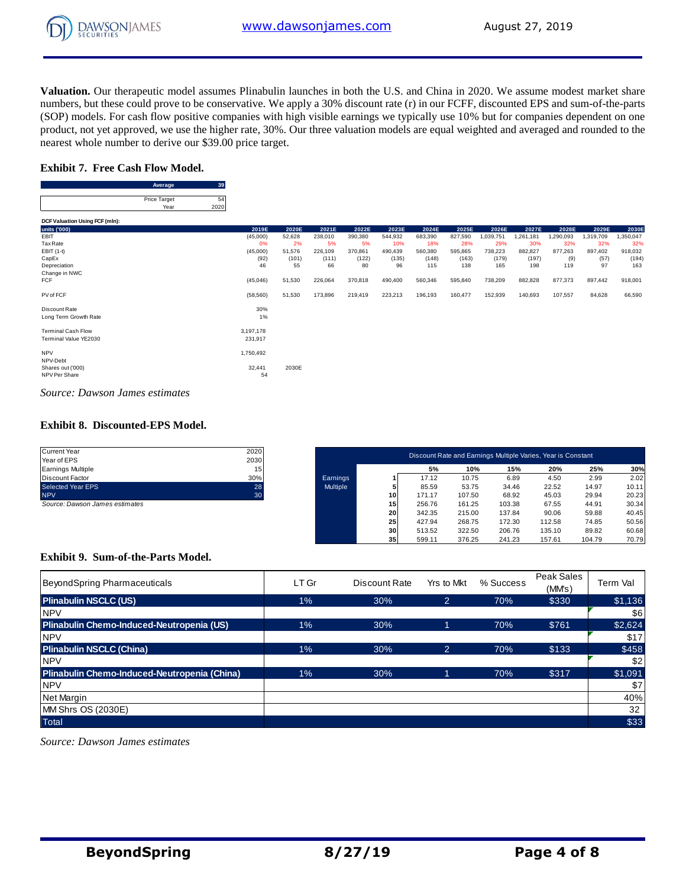**Valuation.** Our therapeutic model assumes Plinabulin launches in both the U.S. and China in 2020. We assume modest market share numbers, but these could prove to be conservative. We apply a 30% discount rate (r) in our FCFF, discounted EPS and sum-of-the-parts (SOP) models. For cash flow positive companies with high visible earnings we typically use 10% but for companies dependent on one product, not yet approved, we use the higher rate, 30%. Our three valuation models are equal weighted and averaged and rounded to the nearest whole number to derive our $39.00 price target.

### Exhibit 7. Free Cash Flow Model.

| Average | 39 |
|---|---|
| Price Target | 54 |
| Year | 2020 |

**DCF Valuation Using FCF (mln):**

| units ('000) | 2019E | 2020E | 2021E | 2022E | 2023E | 2024E | 2025E | 2026E | 2027E | 2028E | 2029E | 2030E |
|---|---|---|---|---|---|---|---|---|---|---|---|---|
| EBIT | (45,000) | 52,628 | 238,010 | 390,380 | 544,932 | 683,390 | 827,590 | 1,039,751 | 1,261,181 | 1,290,093 | 1,319,709 | 1,350,047 |
| Tax Rate | 0% | 2% | 5% | 5% | 10% | 18% | 28% | 29% | 30% | 32% | 32% | 32% |
| EBIT (1-t) | (45,000) | 51,576 | 226,109 | 370,861 | 490,439 | 560,380 | 595,865 | 738,223 | 882,827 | 877,263 | 897,402 | 918,032 |
| CapEx | (92) | (101) | (111) | (122) | (135) | (148) | (163) | (179) | (197) | (9) | (57) | (194) |
| Depreciation | 46 | 55 | 66 | 80 | 96 | 115 | 138 | 165 | 198 | 119 | 97 | 163 |
| Change in NWC | | | | | | | | | | | | |
| FCF | (45,046) | 51,530 | 226,064 | 370,818 | 490,400 | 560,346 | 595,840 | 738,209 | 882,828 | 877,373 | 897,442 | 918,001 |
| | | | | | | | | | | | | |
| PV of FCF | (58,560) | 51,530 | 173,896 | 219,419 | 223,213 | 196,193 | 160,477 | 152,939 | 140,693 | 107,557 | 84,628 | 66,590 |
| | | | | | | | | | | | | |
| Discount Rate | 30% | | | | | | | | | | | |
| Long Term Growth Rate | 1% | | | | | | | | | | | |
| | | | | | | | | | | | | |
| Terminal Cash Flow | 3,197,178 | | | | | | | | | | | |
| Terminal Value YE2030 | 231,917 | | | | | | | | | | | |
| | | | | | | | | | | | | |
| NPV | 1,750,492 | | | | | | | | | | | |
| NPV-Debt | | | | | | | | | | | | |
| Shares out ('000) | 32,441 | 2030E | | | | | | | | | | |
| NPV Per Share | 54 | | | | | | | | | | | |

*Source: Dawson James estimates*

### Exhibit 8. Discounted-EPS Model.

| Current Year | 2020 |
|---|---|
| Year of EPS | 2030 |
| Earnings Multiple | 15 |
| Discount Factor | 30% |
| Selected Year EPS | 28 |
| NPV | 30 |

*Source: Dawson James estimates*

| Discount Rate and Earnings Multiple Varies, Year is Constant | | | | | | | |
|---|---|---|---|---|---|---|---|
| | | 5% | 10% | 15% | 20% | 25% | 30% |
| Earnings Multiple | 1 | 17.12 | 10.75 | 6.89 | 4.50 | 2.99 | 2.02 |
| | 5 | 85.59 | 53.75 | 34.46 | 22.52 | 14.97 | 10.11 |
| | 10 | 171.17 | 107.50 | 68.92 | 45.03 | 29.94 | 20.23 |
| | 15 | 256.76 | 161.25 | 103.38 | 67.55 | 44.91 | 30.34 |
| | 20 | 342.35 | 215.00 | 137.84 | 90.06 | 59.88 | 40.45 |
| | 25 | 427.94 | 268.75 | 172.30 | 112.58 | 74.85 | 50.56 |
| | 30 | 513.52 | 322.50 | 206.76 | 135.10 | 89.82 | 60.68 |
| | 35 | 599.11 | 376.25 | 241.23 | 157.61 | 104.79 | 70.79 |

### Exhibit 9. Sum-of-the-Parts Model.

| BeyondSpring Pharmaceuticals | LT Gr | Discount Rate | Yrs to Mkt | % Success | Peak Sales (MM's) | Term Val |
|---|---|---|---|---|---|---|
| **Plinabulin NSCLC (US)** | 1% | 30% | 2 | 70% | $330 | $1,136 |
| NPV | | | | | | $6 |
| **Plinabulin Chemo-Induced-Neutropenia (US)** | 1% | 30% | 1 | 70% | $761 | $2,624 |
| NPV | | | | | | $17 |
| **Plinabulin NSCLC (China)** | 1% | 30% | 2 | 70% | $133 | $458 |
| NPV | | | | | | $2 |
| **Plinabulin Chemo-Induced-Neutropenia (China)** | 1% | 30% | 1 | 70% | $317 | $1,091 |
| NPV | | | | | | $7 |
| Net Margin | | | | | | 40% |
| MM Shrs OS (2030E) | | | | | | 32 |
| Total | | | | | | $33 |

*Source: Dawson James estimates*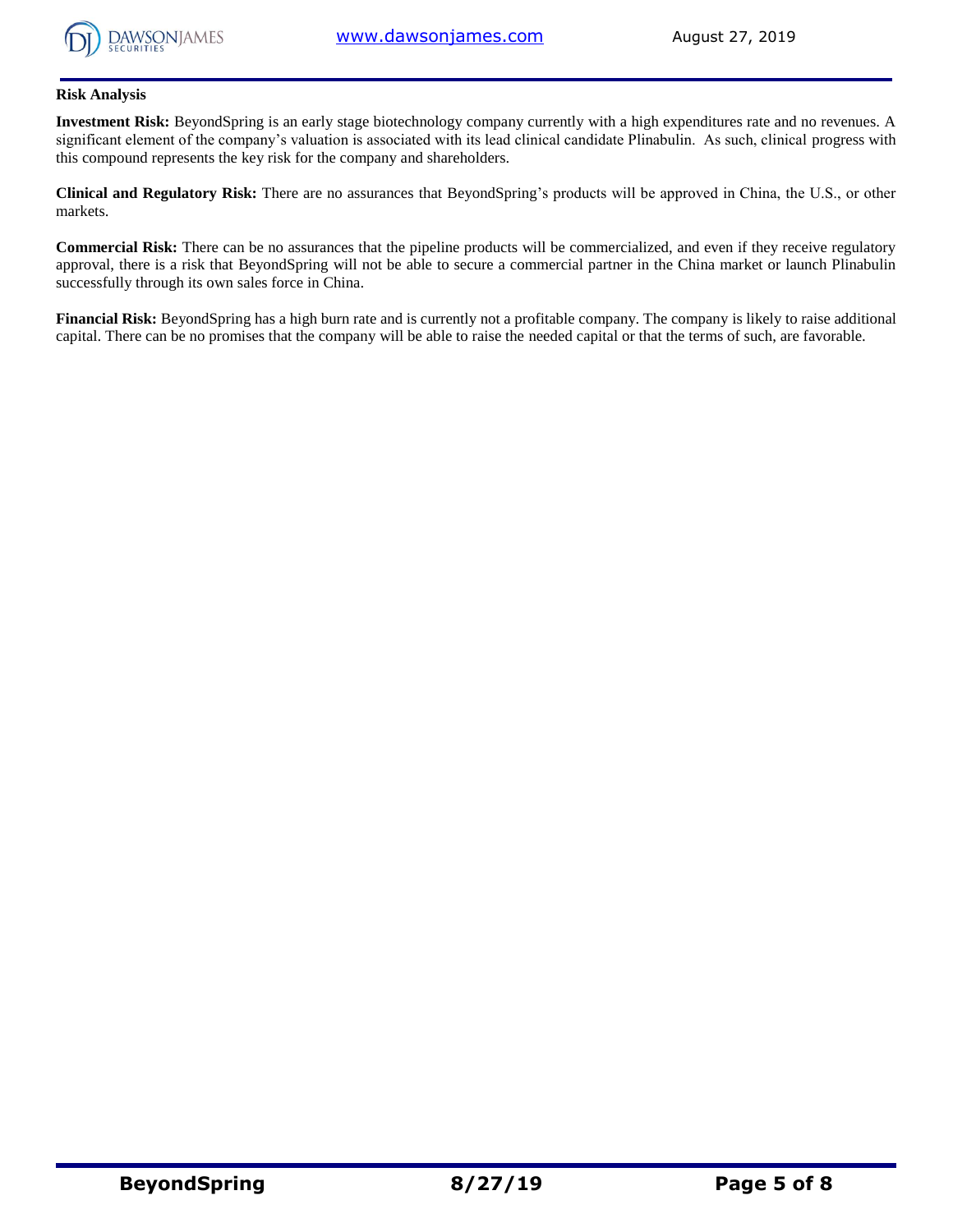### Risk Analysis

**Investment Risk:** BeyondSpring is an early stage biotechnology company currently with a high expenditures rate and no revenues. A significant element of the company's valuation is associated with its lead clinical candidate Plinabulin. As such, clinical progress with this compound represents the key risk for the company and shareholders.

**Clinical and Regulatory Risk:** There are no assurances that BeyondSpring's products will be approved in China, the U.S., or other markets.

**Commercial Risk:** There can be no assurances that the pipeline products will be commercialized, and even if they receive regulatory approval, there is a risk that BeyondSpring will not be able to secure a commercial partner in the China market or launch Plinabulin successfully through its own sales force in China.

**Financial Risk:** BeyondSpring has a high burn rate and is currently not a profitable company. The company is likely to raise additional capital. There can be no promises that the company will be able to raise the needed capital or that the terms of such, are favorable.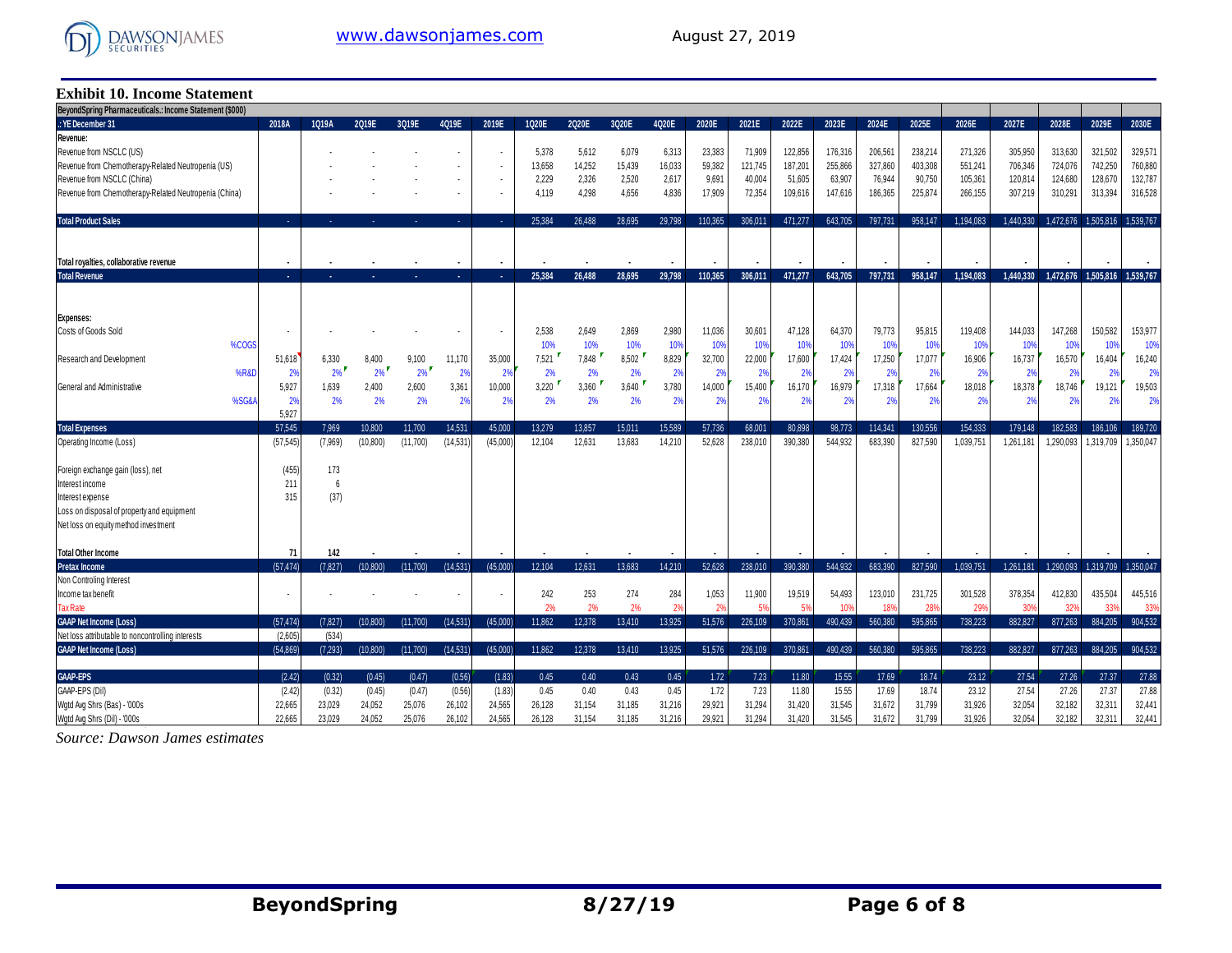### Exhibit 10. Income Statement

| BeyondSpring Pharmaceuticals.: Income Statement ($000) | | | | | | | | | | | | | | | | | | | | | | | |
|---|---|---|---|---|---|---|---|---|---|---|---|---|---|---|---|---|---|---|---|---|---|---|---|
| .: YE December 31 | 2018A | 1Q19A | 2Q19E | 3Q19E | 4Q19E | 2019E | 1Q20E | 2Q20E | 3Q20E | 4Q20E | 2020E | 2021E | 2022E | 2023E | 2024E | 2025E | 2026E | 2027E | 2028E | 2029E | 2030E |
| Revenue: | | | | | | | | | | | | | | | | | | | | | |
| Revenue from NSCLC (US) | | - | - | - | - | - | 5,378 | 5,612 | 6,079 | 6,313 | 23,383 | 71,909 | 122,856 | 176,316 | 206,561 | 238,214 | 271,326 | 305,950 | 313,630 | 321,502 | 329,571 |
| Revenue from Chemotherapy-Related Neutropenia (US) | | - | - | - | - | - | 13,658 | 14,252 | 15,439 | 16,033 | 59,382 | 121,745 | 187,201 | 255,866 | 327,860 | 403,308 | 551,241 | 706,346 | 724,076 | 742,250 | 760,880 |
| Revenue from NSCLC (China) | | - | - | - | - | - | 2,229 | 2,326 | 2,520 | 2,617 | 9,691 | 40,004 | 51,605 | 63,907 | 76,944 | 90,750 | 105,361 | 120,814 | 124,680 | 128,670 | 132,787 |
| Revenue from Chemotherapy-Related Neutropenia (China) | | - | - | - | - | - | 4,119 | 4,298 | 4,656 | 4,836 | 17,909 | 72,354 | 109,616 | 147,616 | 186,365 | 225,874 | 266,155 | 307,219 | 310,291 | 313,394 | 316,528 |
| **Total Product Sales** | - | - | - | - | - | - | 25,384 | 26,488 | 28,695 | 29,798 | 110,365 | 306,011 | 471,277 | 643,705 | 797,731 | 958,147 | 1,194,083 | 1,440,330 | 1,472,676 | 1,505,816 | 1,539,767 |
| Total royalties, collaborative revenue | - | - | - | - | - | - | - | - | - | - | - | - | - | - | - | - | - | - | - | - | - |
| **Total Revenue** | - | - | - | - | - | - | 25,384 | 26,488 | 28,695 | 29,798 | 110,365 | 306,011 | 471,277 | 643,705 | 797,731 | 958,147 | 1,194,083 | 1,440,330 | 1,472,676 | 1,505,816 | 1,539,767 |
| Expenses: | | | | | | | | | | | | | | | | | | | | | |
| Costs of Goods Sold | - | - | - | - | - | - | 2,538 | 2,649 | 2,869 | 2,980 | 11,036 | 30,601 | 47,128 | 64,370 | 79,773 | 95,815 | 119,408 | 144,033 | 147,268 | 150,582 | 153,977 |
| %COGS | | | | | | | 10% | 10% | 10% | 10% | 10% | 10% | 10% | 10% | 10% | 10% | 10% | 10% | 10% | 10% | 10% |
| Research and Development | 51,618 | 6,330 | 8,400 | 9,100 | 11,170 | 35,000 | 7,521 | 7,848 | 8,502 | 8,829 | 32,700 | 22,000 | 17,600 | 17,424 | 17,250 | 17,077 | 16,906 | 16,737 | 16,570 | 16,404 | 16,240 |
| %R&D | 2% | 2% | 2% | 2% | 2% | 2% | 2% | 2% | 2% | 2% | 2% | 2% | 2% | 2% | 2% | 2% | 2% | 2% | 2% | 2% | 2% |
| General and Administrative | 5,927 | 1,639 | 2,400 | 2,600 | 3,361 | 10,000 | 3,220 | 3,360 | 3,640 | 3,780 | 14,000 | 15,400 | 16,170 | 16,979 | 17,318 | 17,664 | 18,018 | 18,378 | 18,746 | 19,121 | 19,503 |
| %SG&A | 2% | 2% | 2% | 2% | 2% | 2% | 2% | 2% | 2% | 2% | 2% | 2% | 2% | 2% | 2% | 2% | 2% | 2% | 2% | 2% | 2% |
| | 5,927 | | | | | | | | | | | | | | | | | | | | |
| **Total Expenses** | 57,545 | 7,969 | 10,800 | 11,700 | 14,531 | 45,000 | 13,279 | 13,857 | 15,011 | 15,589 | 57,736 | 68,001 | 80,898 | 98,773 | 114,341 | 130,556 | 154,333 | 179,148 | 182,583 | 186,106 | 189,720 |
| Operating Income (Loss) | (57,545) | (7,969) | (10,800) | (11,700) | (14,531) | (45,000) | 12,104 | 12,631 | 13,683 | 14,210 | 52,628 | 238,010 | 390,380 | 544,932 | 683,390 | 827,590 | 1,039,751 | 1,261,181 | 1,290,093 | 1,319,709 | 1,350,047 |
| Foreign exchange gain (loss), net | (455) | 173 | | | | | | | | | | | | | | | | | | | |
| Interest income | 211 | 6 | | | | | | | | | | | | | | | | | | | |
| Interest expense | 315 | (37) | | | | | | | | | | | | | | | | | | | |
| Loss on disposal of property and equipment | | | | | | | | | | | | | | | | | | | | | |
| Net loss on equity method investment | | | | | | | | | | | | | | | | | | | | | |
| **Total Other Income** | 71 | 142 | - | - | - | - | - | - | - | - | - | - | - | - | - | - | - | - | - | - | - |
| **Pretax Income** | (57,474) | (7,827) | (10,800) | (11,700) | (14,531) | (45,000) | 12,104 | 12,631 | 13,683 | 14,210 | 52,628 | 238,010 | 390,380 | 544,932 | 683,390 | 827,590 | 1,039,751 | 1,261,181 | 1,290,093 | 1,319,709 | 1,350,047 |
| Non Controling Interest | | | | | | | | | | | | | | | | | | | | | |
| Income tax benefit | - | - | - | - | - | - | 242 | 253 | 274 | 284 | 1,053 | 11,900 | 19,519 | 54,493 | 123,010 | 231,725 | 301,528 | 378,354 | 412,830 | 435,504 | 445,516 |
| Tax Rate | | | | | | | 2% | 2% | 2% | 2% | 2% | 5% | 5% | 10% | 18% | 28% | 29% | 30% | 32% | 33% | 33% |
| **GAAP Net Income (Loss)** | (57,474) | (7,827) | (10,800) | (11,700) | (14,531) | (45,000) | 11,862 | 12,378 | 13,410 | 13,925 | 51,576 | 226,109 | 370,861 | 490,439 | 560,380 | 595,865 | 738,223 | 882,827 | 877,263 | 884,205 | 904,532 |
| Net loss attributable to noncontrolling interests | (2,605) | (534) | | | | | | | | | | | | | | | | | | | |
| **GAAP Net Income (Loss)** | (54,869) | (7,293) | (10,800) | (11,700) | (14,531) | (45,000) | 11,862 | 12,378 | 13,410 | 13,925 | 51,576 | 226,109 | 370,861 | 490,439 | 560,380 | 595,865 | 738,223 | 882,827 | 877,263 | 884,205 | 904,532 |
| **GAAP-EPS** | (2.42) | (0.32) | (0.45) | (0.47) | (0.56) | (1.83) | 0.45 | 0.40 | 0.43 | 0.45 | 1.72 | 7.23 | 11.80 | 15.55 | 17.69 | 18.74 | 23.12 | 27.54 | 27.26 | 27.37 | 27.88 |
| GAAP-EPS (Dil) | (2.42) | (0.32) | (0.45) | (0.47) | (0.56) | (1.83) | 0.45 | 0.40 | 0.43 | 0.45 | 1.72 | 7.23 | 11.80 | 15.55 | 17.69 | 18.74 | 23.12 | 27.54 | 27.26 | 27.37 | 27.88 |
| Wgtd Avg Shrs (Bas) - '000s | 22,665 | 23,029 | 24,052 | 25,076 | 26,102 | 24,565 | 26,128 | 31,154 | 31,185 | 31,216 | 29,921 | 31,294 | 31,420 | 31,545 | 31,672 | 31,799 | 31,926 | 32,054 | 32,182 | 32,311 | 32,441 |
| Wgtd Avg Shrs (Dil) - '000s | 22,665 | 23,029 | 24,052 | 25,076 | 26,102 | 24,565 | 26,128 | 31,154 | 31,185 | 31,216 | 29,921 | 31,294 | 31,420 | 31,545 | 31,672 | 31,799 | 31,926 | 32,054 | 32,182 | 32,311 | 32,441 |

*Source: Dawson James estimates*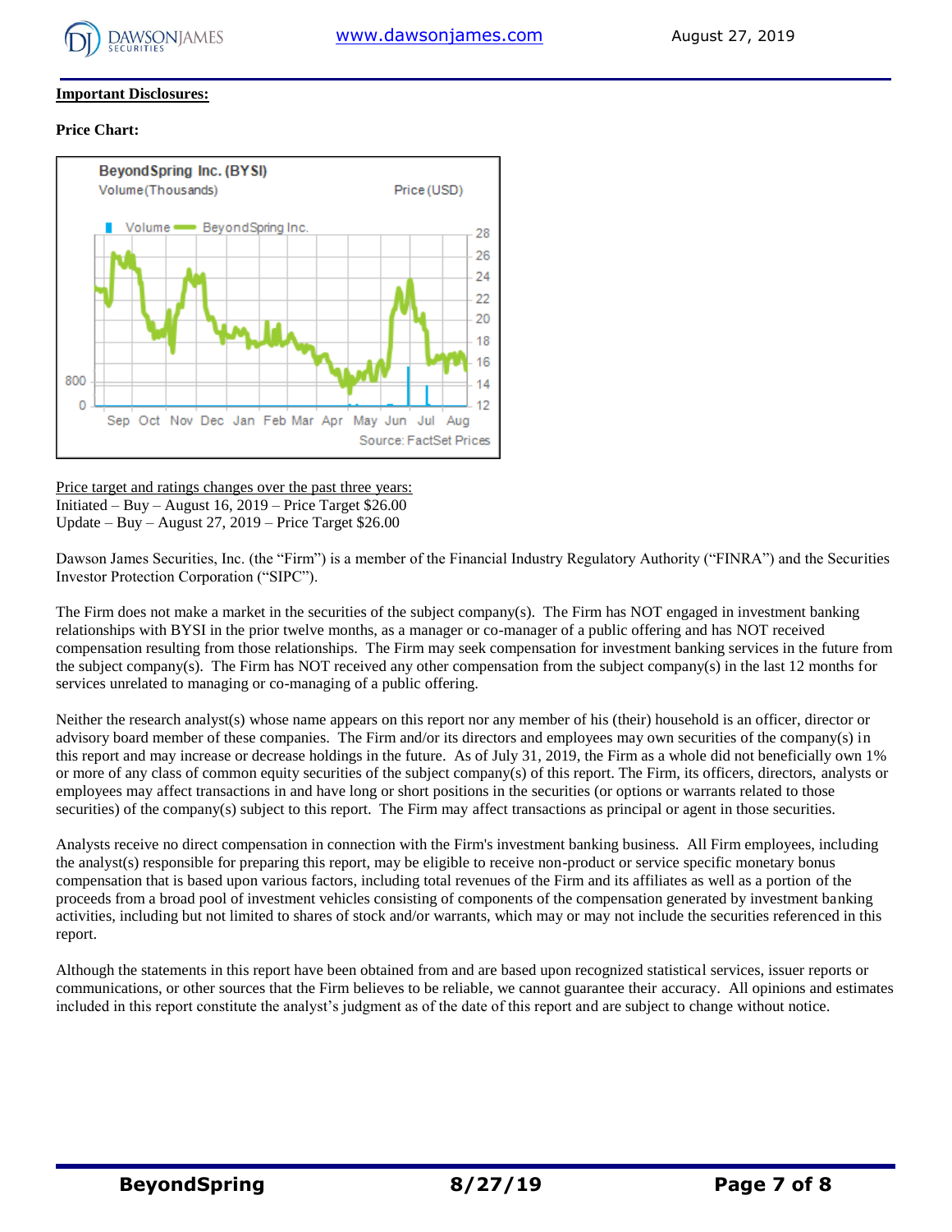**Important Disclosures:**

**Price Chart:**

Price target and ratings changes over the past three years:
Initiated – Buy – August 16, 2019 – Price Target $26.00
Update – Buy – August 27, 2019 – Price Target $26.00

Dawson James Securities, Inc. (the "Firm") is a member of the Financial Industry Regulatory Authority ("FINRA") and the Securities Investor Protection Corporation ("SIPC").

The Firm does not make a market in the securities of the subject company(s). The Firm has NOT engaged in investment banking relationships with BYSI in the prior twelve months, as a manager or co-manager of a public offering and has NOT received compensation resulting from those relationships. The Firm may seek compensation for investment banking services in the future from the subject company(s). The Firm has NOT received any other compensation from the subject company(s) in the last 12 months for services unrelated to managing or co-managing of a public offering.

Neither the research analyst(s) whose name appears on this report nor any member of his (their) household is an officer, director or advisory board member of these companies. The Firm and/or its directors and employees may own securities of the company(s) in this report and may increase or decrease holdings in the future. As of July 31, 2019, the Firm as a whole did not beneficially own 1% or more of any class of common equity securities of the subject company(s) of this report. The Firm, its officers, directors, analysts or employees may affect transactions in and have long or short positions in the securities (or options or warrants related to those securities) of the company(s) subject to this report. The Firm may affect transactions as principal or agent in those securities.

Analysts receive no direct compensation in connection with the Firm's investment banking business. All Firm employees, including the analyst(s) responsible for preparing this report, may be eligible to receive non-product or service specific monetary bonus compensation that is based upon various factors, including total revenues of the Firm and its affiliates as well as a portion of the proceeds from a broad pool of investment vehicles consisting of components of the compensation generated by investment banking activities, including but not limited to shares of stock and/or warrants, which may or may not include the securities referenced in this report.

Although the statements in this report have been obtained from and are based upon recognized statistical services, issuer reports or communications, or other sources that the Firm believes to be reliable, we cannot guarantee their accuracy. All opinions and estimates included in this report constitute the analyst's judgment as of the date of this report and are subject to change without notice.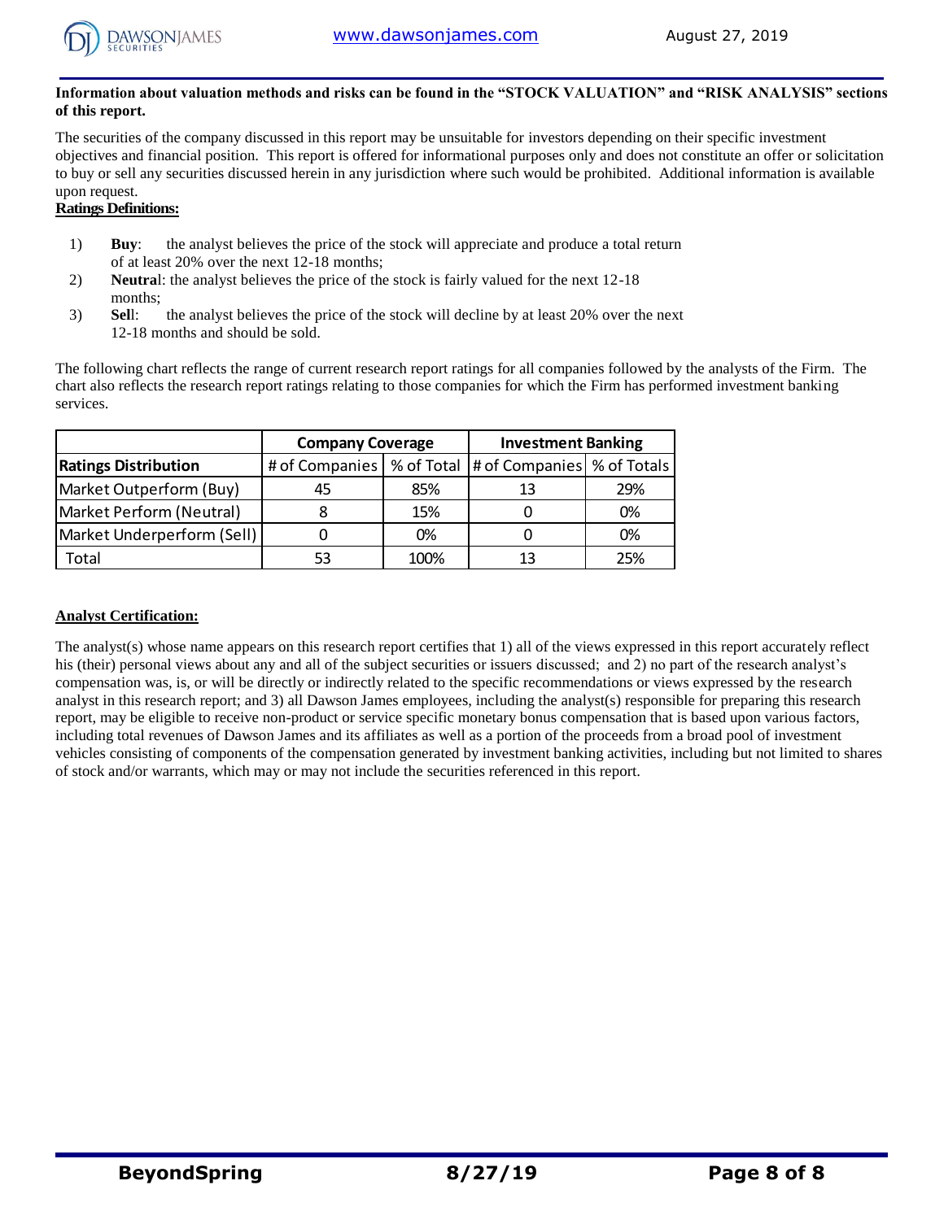**Information about valuation methods and risks can be found in the "STOCK VALUATION" and "RISK ANALYSIS" sections of this report.**

The securities of the company discussed in this report may be unsuitable for investors depending on their specific investment objectives and financial position. This report is offered for informational purposes only and does not constitute an offer or solicitation to buy or sell any securities discussed herein in any jurisdiction where such would be prohibited. Additional information is available upon request.

**Ratings Definitions:**

1) **Buy**: the analyst believes the price of the stock will appreciate and produce a total return of at least 20% over the next 12-18 months;
2) **Neutral**: the analyst believes the price of the stock is fairly valued for the next 12-18 months;
3) **Sell**: the analyst believes the price of the stock will decline by at least 20% over the next 12-18 months and should be sold.

The following chart reflects the range of current research report ratings for all companies followed by the analysts of the Firm. The chart also reflects the research report ratings relating to those companies for which the Firm has performed investment banking services.

| | Company Coverage | | Investment Banking | |
|---|---|---|---|---|
| **Ratings Distribution** | # of Companies | % of Total | # of Companies | % of Totals |
| Market Outperform (Buy) | 45 | 85% | 13 | 29% |
| Market Perform (Neutral) | 8 | 15% | 0 | 0% |
| Market Underperform (Sell) | 0 | 0% | 0 | 0% |
| Total | 53 | 100% | 13 | 25% |

**Analyst Certification:**

The analyst(s) whose name appears on this research report certifies that 1) all of the views expressed in this report accurately reflect his (their) personal views about any and all of the subject securities or issuers discussed; and 2) no part of the research analyst's compensation was, is, or will be directly or indirectly related to the specific recommendations or views expressed by the research analyst in this research report; and 3) all Dawson James employees, including the analyst(s) responsible for preparing this research report, may be eligible to receive non-product or service specific monetary bonus compensation that is based upon various factors, including total revenues of Dawson James and its affiliates as well as a portion of the proceeds from a broad pool of investment vehicles consisting of components of the compensation generated by investment banking activities, including but not limited to shares of stock and/or warrants, which may or may not include the securities referenced in this report.